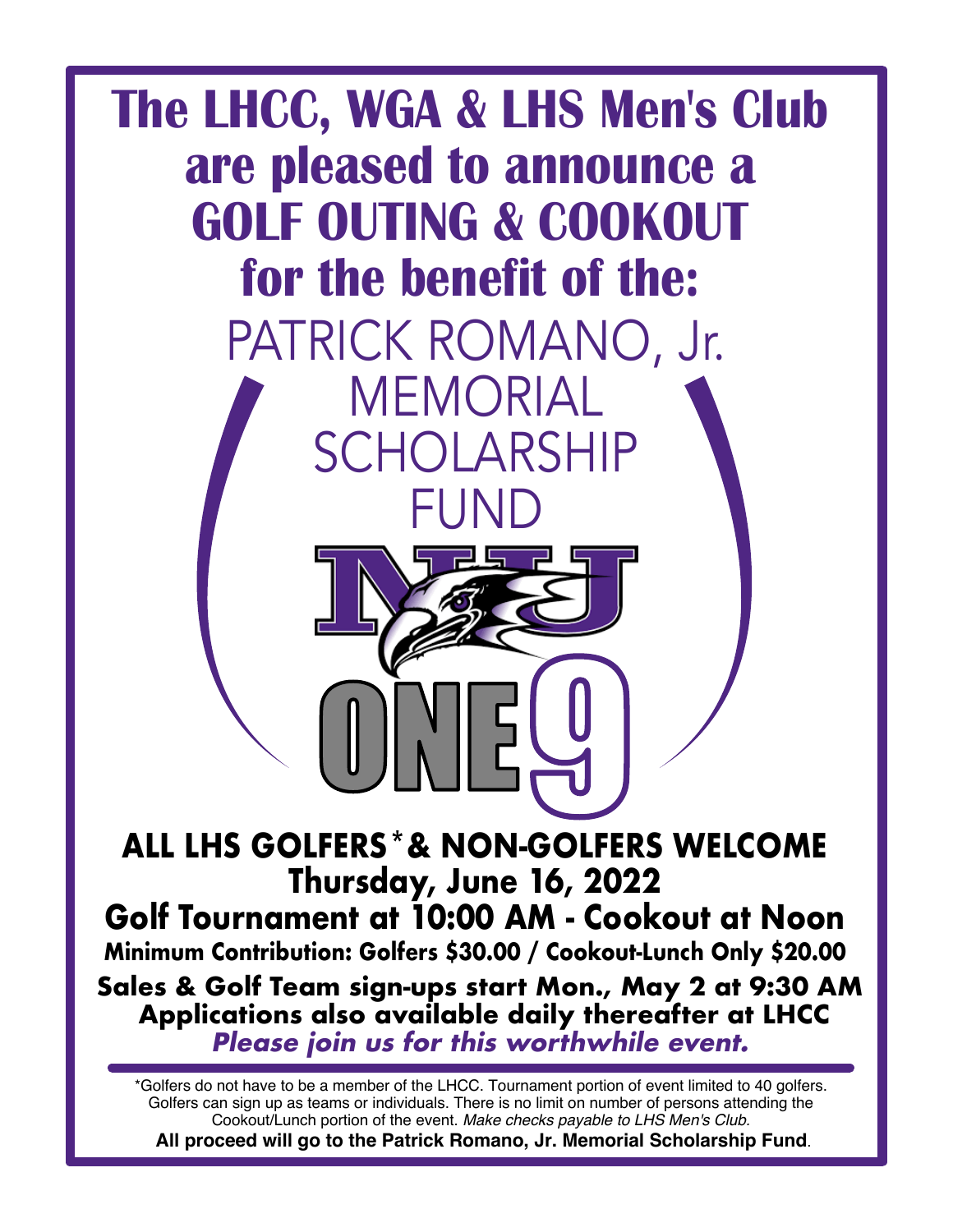# The LHCC, WGA & LHS Men's Club are pleased to announce a GOLF OUTING & COOKOUT for the benefit of the:

## PATRICK ROMANO, Jr. MEMORIAL SCHOLARSHIP FUND

NU

ONE 9

**ALL LHS GOLFERS* & NON-GOLFERS WELCOME**

**Thursday, June 16, 2022**

**Golf Tournament at 10:00 AM - Cookout at Noon**

**Minimum Contribution: Golfers $30.00 / Cookout-Lunch Only $20.00**

**Sales & Golf Team sign-ups start Mon., May 2 at 9:30 AM**

**Applications also available daily thereafter at LHCC**

***Please join us for this worthwhile event.***

---

*Golfers do not have to be a member of the LHCC. Tournament portion of event limited to 40 golfers. Golfers can sign up as teams or individuals. There is no limit on number of persons attending the Cookout/Lunch portion of the event. *Make checks payable to LHS Men's Club.*

**All proceed will go to the Patrick Romano, Jr. Memorial Scholarship Fund**.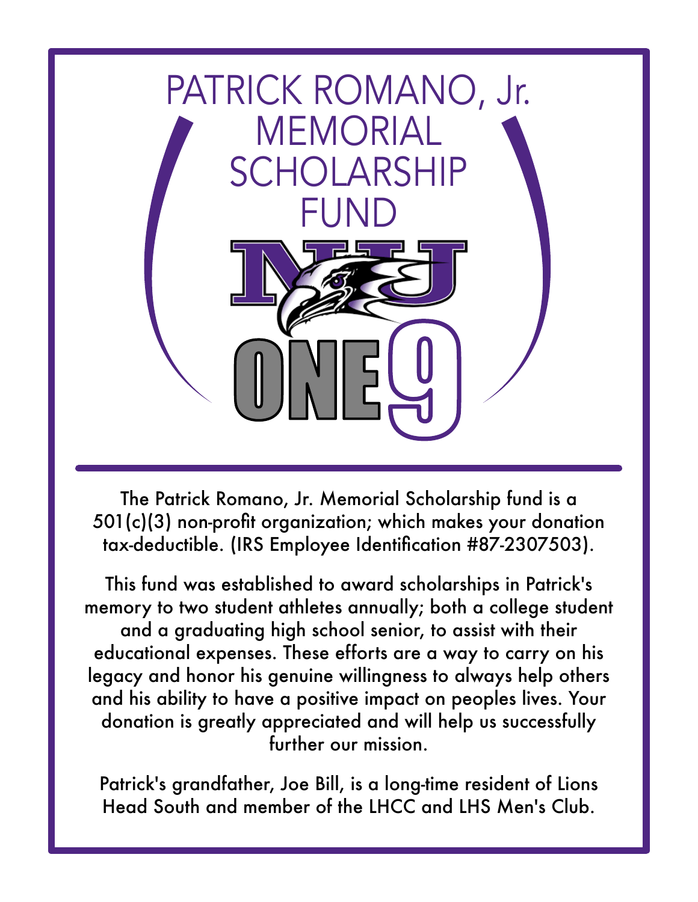# PATRICK ROMANO, Jr. MEMORIAL SCHOLARSHIP FUND

The Patrick Romano, Jr. Memorial Scholarship fund is a 501(c)(3) non-profit organization; which makes your donation tax-deductible. (IRS Employee Identification #87-2307503).

This fund was established to award scholarships in Patrick's memory to two student athletes annually; both a college student and a graduating high school senior, to assist with their educational expenses. These efforts are a way to carry on his legacy and honor his genuine willingness to always help others and his ability to have a positive impact on peoples lives. Your donation is greatly appreciated and will help us successfully further our mission.

Patrick's grandfather, Joe Bill, is a long-time resident of Lions Head South and member of the LHCC and LHS Men's Club.